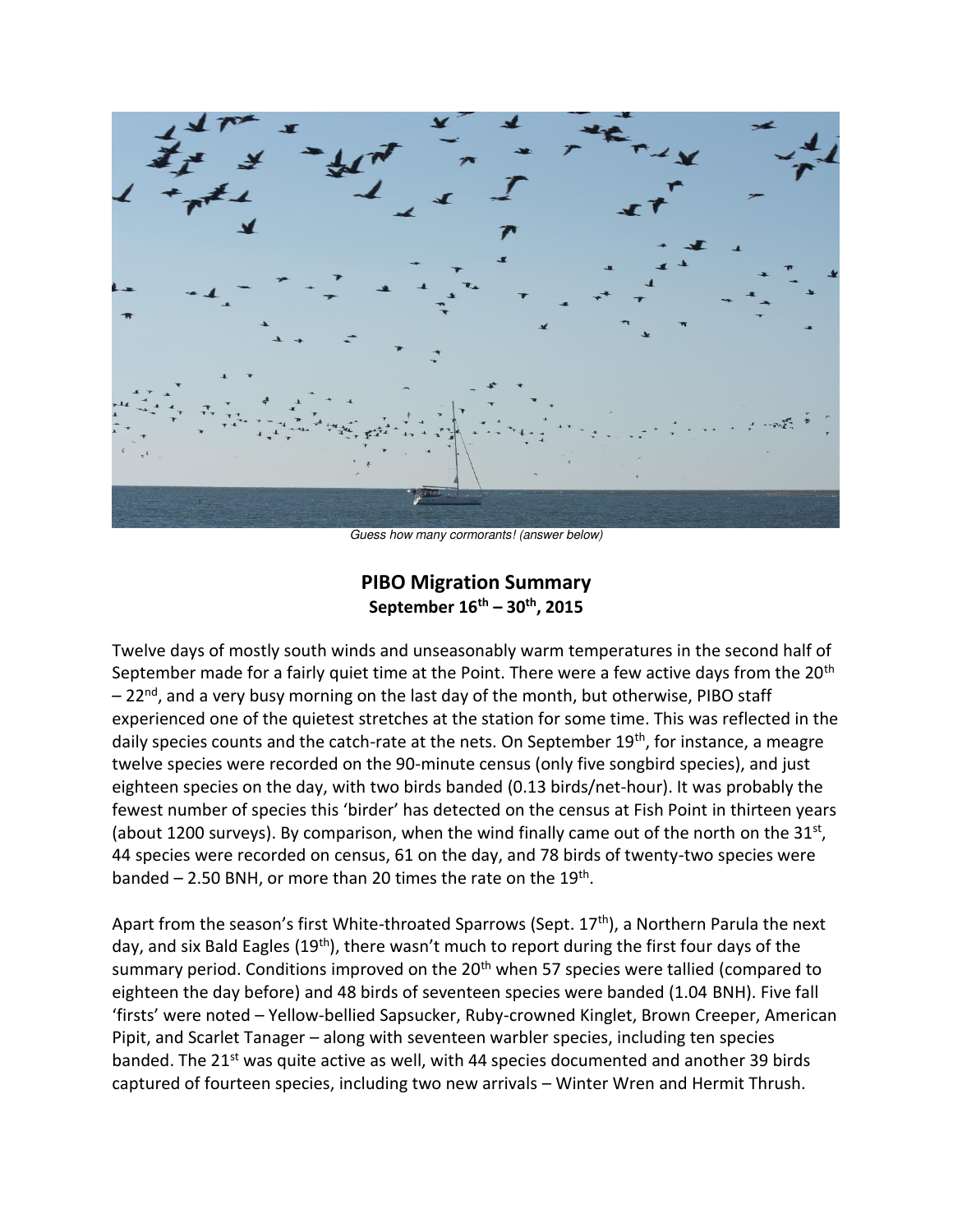*Guess how many cormorants! (answer below)*

## PIBO Migration Summary
**September 16th – 30th, 2015**

Twelve days of mostly south winds and unseasonably warm temperatures in the second half of September made for a fairly quiet time at the Point. There were a few active days from the 20th – 22nd, and a very busy morning on the last day of the month, but otherwise, PIBO staff experienced one of the quietest stretches at the station for some time. This was reflected in the daily species counts and the catch-rate at the nets. On September 19th, for instance, a meagre twelve species were recorded on the 90-minute census (only five songbird species), and just eighteen species on the day, with two birds banded (0.13 birds/net-hour). It was probably the fewest number of species this 'birder' has detected on the census at Fish Point in thirteen years (about 1200 surveys). By comparison, when the wind finally came out of the north on the 31st, 44 species were recorded on census, 61 on the day, and 78 birds of twenty-two species were banded – 2.50 BNH, or more than 20 times the rate on the 19th.

Apart from the season's first White-throated Sparrows (Sept. 17th), a Northern Parula the next day, and six Bald Eagles (19th), there wasn't much to report during the first four days of the summary period. Conditions improved on the 20th when 57 species were tallied (compared to eighteen the day before) and 48 birds of seventeen species were banded (1.04 BNH). Five fall 'firsts' were noted – Yellow-bellied Sapsucker, Ruby-crowned Kinglet, Brown Creeper, American Pipit, and Scarlet Tanager – along with seventeen warbler species, including ten species banded. The 21st was quite active as well, with 44 species documented and another 39 birds captured of fourteen species, including two new arrivals – Winter Wren and Hermit Thrush.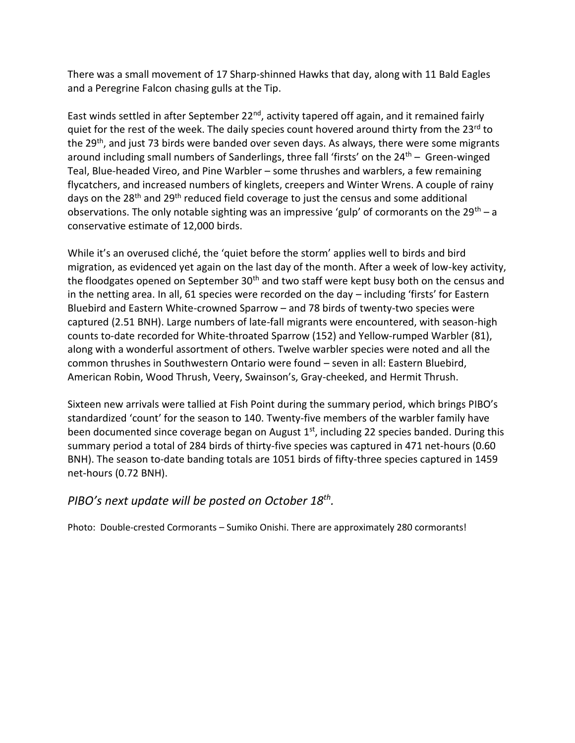There was a small movement of 17 Sharp-shinned Hawks that day, along with 11 Bald Eagles and a Peregrine Falcon chasing gulls at the Tip.

East winds settled in after September 22nd, activity tapered off again, and it remained fairly quiet for the rest of the week. The daily species count hovered around thirty from the 23rd to the 29th, and just 73 birds were banded over seven days. As always, there were some migrants around including small numbers of Sanderlings, three fall 'firsts' on the 24th – Green-winged Teal, Blue-headed Vireo, and Pine Warbler – some thrushes and warblers, a few remaining flycatchers, and increased numbers of kinglets, creepers and Winter Wrens. A couple of rainy days on the 28th and 29th reduced field coverage to just the census and some additional observations. The only notable sighting was an impressive 'gulp' of cormorants on the 29th – a conservative estimate of 12,000 birds.

While it's an overused cliché, the 'quiet before the storm' applies well to birds and bird migration, as evidenced yet again on the last day of the month. After a week of low-key activity, the floodgates opened on September 30th and two staff were kept busy both on the census and in the netting area. In all, 61 species were recorded on the day – including 'firsts' for Eastern Bluebird and Eastern White-crowned Sparrow – and 78 birds of twenty-two species were captured (2.51 BNH). Large numbers of late-fall migrants were encountered, with season-high counts to-date recorded for White-throated Sparrow (152) and Yellow-rumped Warbler (81), along with a wonderful assortment of others. Twelve warbler species were noted and all the common thrushes in Southwestern Ontario were found – seven in all: Eastern Bluebird, American Robin, Wood Thrush, Veery, Swainson's, Gray-cheeked, and Hermit Thrush.

Sixteen new arrivals were tallied at Fish Point during the summary period, which brings PIBO's standardized 'count' for the season to 140. Twenty-five members of the warbler family have been documented since coverage began on August 1st, including 22 species banded. During this summary period a total of 284 birds of thirty-five species was captured in 471 net-hours (0.60 BNH). The season to-date banding totals are 1051 birds of fifty-three species captured in 1459 net-hours (0.72 BNH).

*PIBO's next update will be posted on October 18th.*

Photo: Double-crested Cormorants – Sumiko Onishi. There are approximately 280 cormorants!